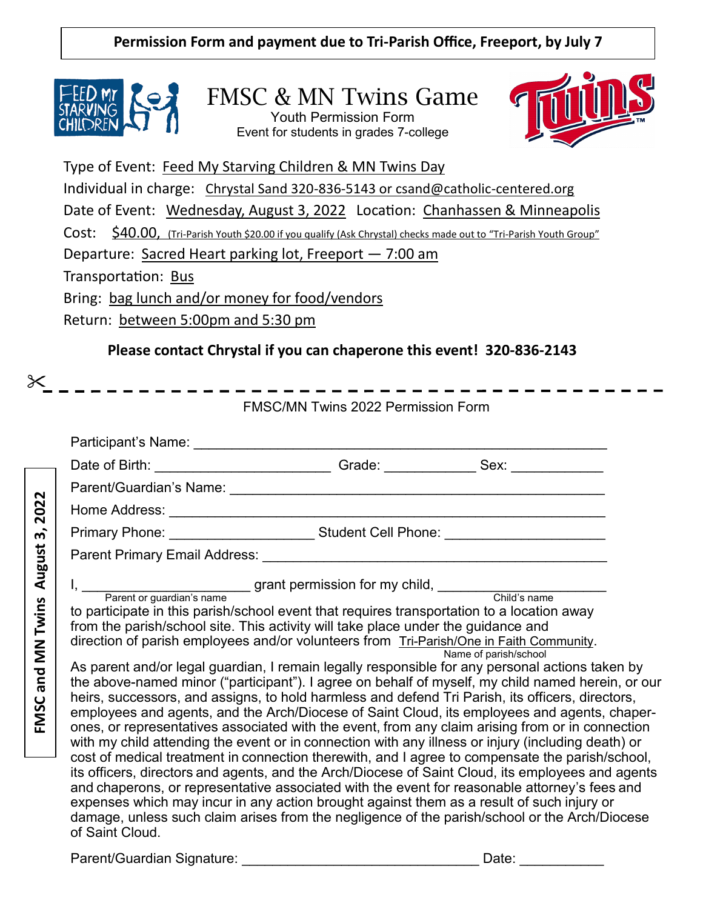**Permission Form and payment due to Tri-Parish Office, Freeport, by July 7**

# FMSC & MN Twins Game

Youth Permission Form

Event for students in grades 7-college

Type of Event: Feed My Starving Children & MN Twins Day

Individual in charge: Chrystal Sand 320-836-5143 or csand@catholic-centered.org

Date of Event: Wednesday, August 3, 2022 Location: Chanhassen & Minneapolis

Cost: $40.00, (Tri-Parish Youth $20.00 if you qualify (Ask Chrystal) checks made out to "Tri-Parish Youth Group")

Departure: Sacred Heart parking lot, Freeport — 7:00 am

Transportation: Bus

Bring: bag lunch and/or money for food/vendors

Return: between 5:00pm and 5:30 pm

**Please contact Chrystal if you can chaperone this event! 320-836-2143**

---

**FMSC and MN Twins August 3, 2022**

FMSC/MN Twins 2022 Permission Form

Participant's Name: ______________________________

Date of Birth: ____________________ Grade: __________ Sex: __________

Parent/Guardian's Name: ______________________________

Home Address: ______________________________

Primary Phone: ________________ Student Cell Phone: ________________

Parent Primary Email Address: ______________________________

I, ____________________ (Parent or guardian's name) grant permission for my child, ____________________ (Child's name) to participate in this parish/school event that requires transportation to a location away from the parish/school site. This activity will take place under the guidance and direction of parish employees and/or volunteers from Tri-Parish/One in Faith Community (Name of parish/school).

As parent and/or legal guardian, I remain legally responsible for any personal actions taken by the above-named minor ("participant"). I agree on behalf of myself, my child named herein, or our heirs, successors, and assigns, to hold harmless and defend Tri Parish, its officers, directors, employees and agents, and the Arch/Diocese of Saint Cloud, its employees and agents, chaperones, or representatives associated with the event, from any claim arising from or in connection with my child attending the event or in connection with any illness or injury (including death) or cost of medical treatment in connection therewith, and I agree to compensate the parish/school, its officers, directors and agents, and the Arch/Diocese of Saint Cloud, its employees and agents and chaperons, or representative associated with the event for reasonable attorney's fees and expenses which may incur in any action brought against them as a result of such injury or damage, unless such claim arises from the negligence of the parish/school or the Arch/Diocese of Saint Cloud.

Parent/Guardian Signature: ______________________________ Date: __________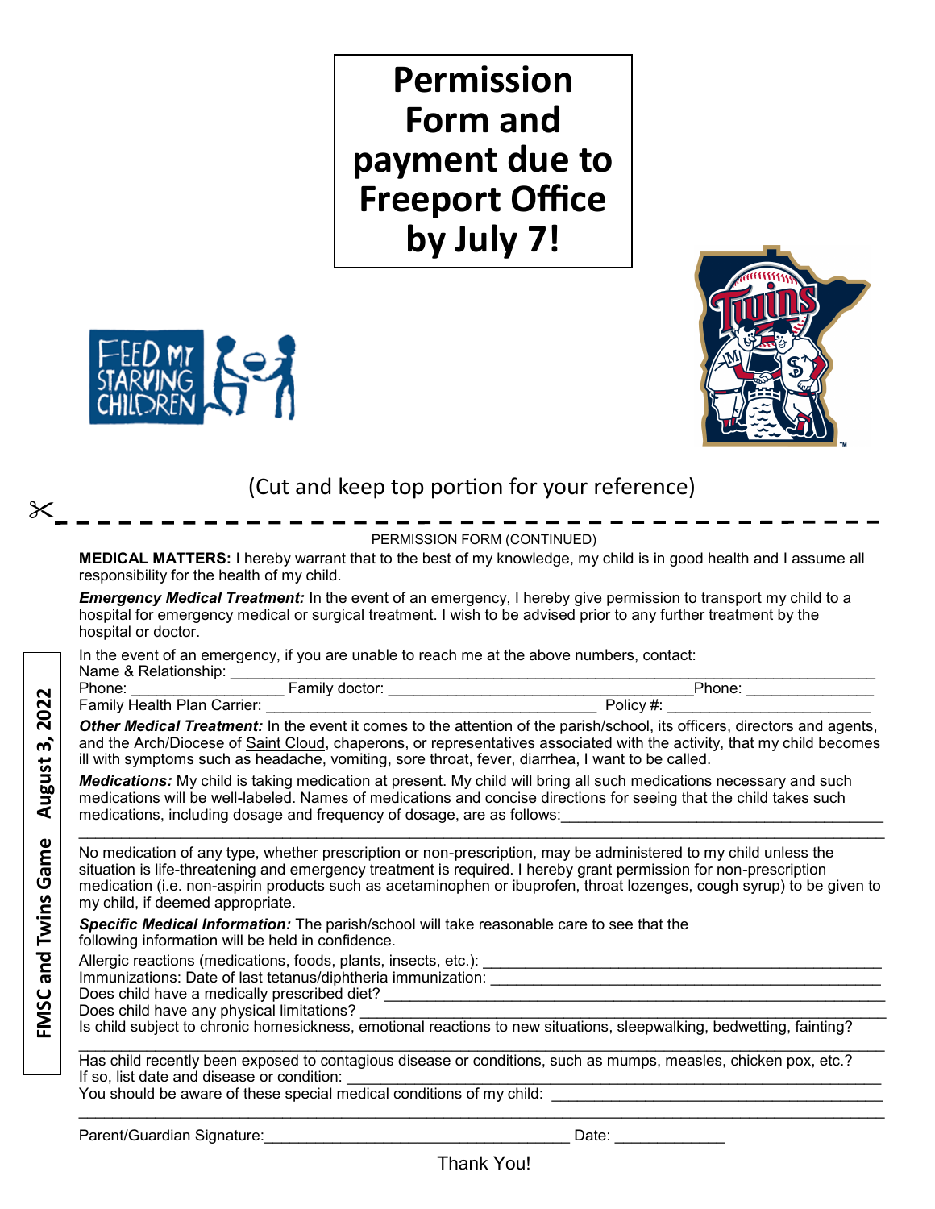# Permission Form and payment due to Freeport Office by July 7!

(Cut and keep top portion for your reference)

✂ - - - - - - - - - - - - - - - - - - - - - - - - - - - - - - - - - - - - - - - -

PERMISSION FORM (CONTINUED)

**MEDICAL MATTERS:** I hereby warrant that to the best of my knowledge, my child is in good health and I assume all responsibility for the health of my child.

***Emergency Medical Treatment:*** In the event of an emergency, I hereby give permission to transport my child to a hospital for emergency medical or surgical treatment. I wish to be advised prior to any further treatment by the hospital or doctor.

In the event of an emergency, if you are unable to reach me at the above numbers, contact:

Name & Relationship: ____________________________________________

Phone: ________________ Family doctor: ______________________________ Phone: ______________

Family Health Plan Carrier: __________________________________ Policy #: ______________________

***Other Medical Treatment:*** In the event it comes to the attention of the parish/school, its officers, directors and agents, and the Arch/Diocese of Saint Cloud, chaperons, or representatives associated with the activity, that my child becomes ill with symptoms such as headache, vomiting, sore throat, fever, diarrhea, I want to be called.

***Medications:*** My child is taking medication at present. My child will bring all such medications necessary and such medications will be well-labeled. Names of medications and concise directions for seeing that the child takes such medications, including dosage and frequency of dosage, are as follows:____________________________________

______________________________________________________________________________

No medication of any type, whether prescription or non-prescription, may be administered to my child unless the situation is life-threatening and emergency treatment is required. I hereby grant permission for non-prescription medication (i.e. non-aspirin products such as acetaminophen or ibuprofen, throat lozenges, cough syrup) to be given to my child, if deemed appropriate.

***Specific Medical Information:*** The parish/school will take reasonable care to see that the following information will be held in confidence.

Allergic reactions (medications, foods, plants, insects, etc.): ____________________________________________

Immunizations: Date of last tetanus/diphtheria immunization: ____________________________________________

Does child have a medically prescribed diet? ____________________________________________

Does child have any physical limitations? ____________________________________________

Is child subject to chronic homesickness, emotional reactions to new situations, sleepwalking, bedwetting, fainting?

______________________________________________________________________________

Has child recently been exposed to contagious disease or conditions, such as mumps, measles, chicken pox, etc.?

If so, list date and disease or condition: ____________________________________________

You should be aware of these special medical conditions of my child: ____________________________________

______________________________________________________________________________

Parent/Guardian Signature:__________________________________ Date: ____________

Thank You!

FMSC and Twins Game August 3, 2022